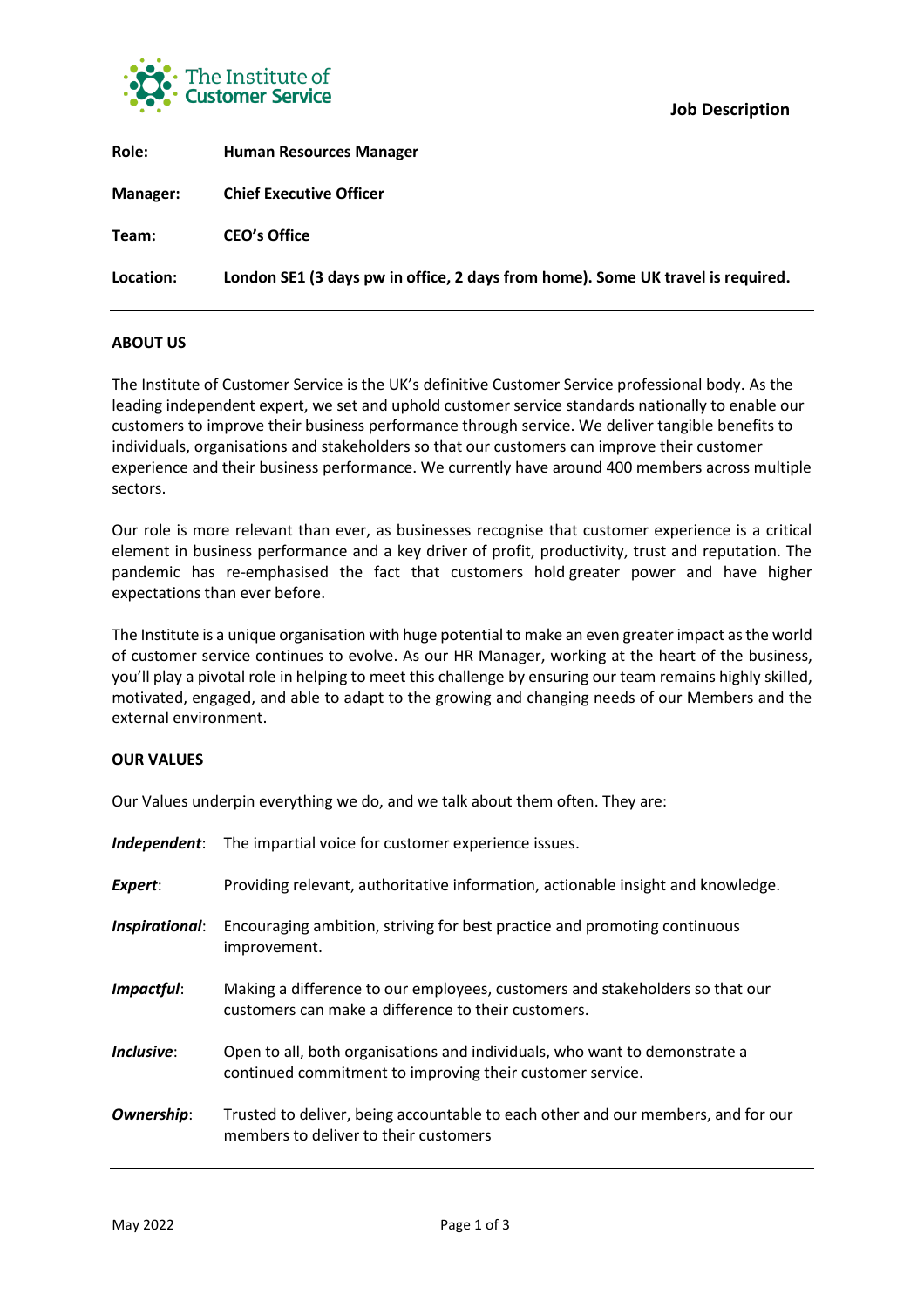The Institute of Customer Service

**Job Description**

| | |
|---|---|
| **Role:** | **Human Resources Manager** |
| **Manager:** | **Chief Executive Officer** |
| **Team:** | **CEO's Office** |
| **Location:** | **London SE1 (3 days pw in office, 2 days from home). Some UK travel is required.** |

## ABOUT US

The Institute of Customer Service is the UK's definitive Customer Service professional body. As the leading independent expert, we set and uphold customer service standards nationally to enable our customers to improve their business performance through service. We deliver tangible benefits to individuals, organisations and stakeholders so that our customers can improve their customer experience and their business performance. We currently have around 400 members across multiple sectors.

Our role is more relevant than ever, as businesses recognise that customer experience is a critical element in business performance and a key driver of profit, productivity, trust and reputation. The pandemic has re-emphasised the fact that customers hold greater power and have higher expectations than ever before.

The Institute is a unique organisation with huge potential to make an even greater impact as the world of customer service continues to evolve. As our HR Manager, working at the heart of the business, you'll play a pivotal role in helping to meet this challenge by ensuring our team remains highly skilled, motivated, engaged, and able to adapt to the growing and changing needs of our Members and the external environment.

## OUR VALUES

Our Values underpin everything we do, and we talk about them often. They are:

| | |
|---|---|
| ***Independent***: | The impartial voice for customer experience issues. |
| ***Expert***: | Providing relevant, authoritative information, actionable insight and knowledge. |
| ***Inspirational***: | Encouraging ambition, striving for best practice and promoting continuous improvement. |
| ***Impactful***: | Making a difference to our employees, customers and stakeholders so that our customers can make a difference to their customers. |
| ***Inclusive***: | Open to all, both organisations and individuals, who want to demonstrate a continued commitment to improving their customer service. |
| ***Ownership***: | Trusted to deliver, being accountable to each other and our members, and for our members to deliver to their customers |

May 2022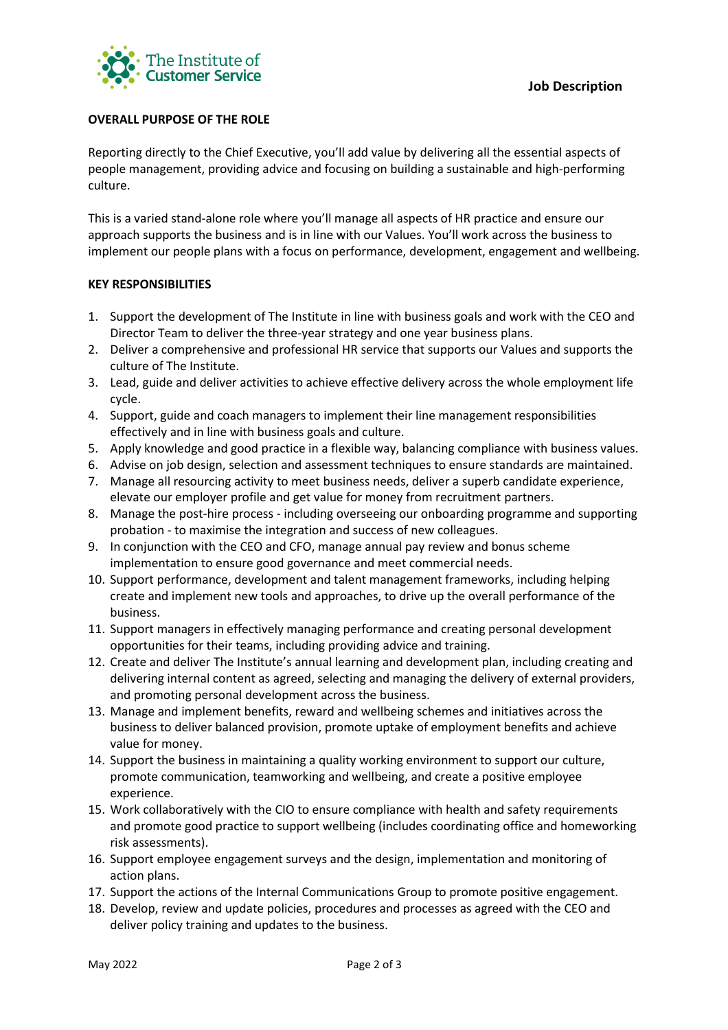**Job Description**

**OVERALL PURPOSE OF THE ROLE**

Reporting directly to the Chief Executive, you'll add value by delivering all the essential aspects of people management, providing advice and focusing on building a sustainable and high-performing culture.

This is a varied stand-alone role where you'll manage all aspects of HR practice and ensure our approach supports the business and is in line with our Values. You'll work across the business to implement our people plans with a focus on performance, development, engagement and wellbeing.

**KEY RESPONSIBILITIES**

1. Support the development of The Institute in line with business goals and work with the CEO and Director Team to deliver the three-year strategy and one year business plans.
2. Deliver a comprehensive and professional HR service that supports our Values and supports the culture of The Institute.
3. Lead, guide and deliver activities to achieve effective delivery across the whole employment life cycle.
4. Support, guide and coach managers to implement their line management responsibilities effectively and in line with business goals and culture.
5. Apply knowledge and good practice in a flexible way, balancing compliance with business values.
6. Advise on job design, selection and assessment techniques to ensure standards are maintained.
7. Manage all resourcing activity to meet business needs, deliver a superb candidate experience, elevate our employer profile and get value for money from recruitment partners.
8. Manage the post-hire process - including overseeing our onboarding programme and supporting probation - to maximise the integration and success of new colleagues.
9. In conjunction with the CEO and CFO, manage annual pay review and bonus scheme implementation to ensure good governance and meet commercial needs.
10. Support performance, development and talent management frameworks, including helping create and implement new tools and approaches, to drive up the overall performance of the business.
11. Support managers in effectively managing performance and creating personal development opportunities for their teams, including providing advice and training.
12. Create and deliver The Institute's annual learning and development plan, including creating and delivering internal content as agreed, selecting and managing the delivery of external providers, and promoting personal development across the business.
13. Manage and implement benefits, reward and wellbeing schemes and initiatives across the business to deliver balanced provision, promote uptake of employment benefits and achieve value for money.
14. Support the business in maintaining a quality working environment to support our culture, promote communication, teamworking and wellbeing, and create a positive employee experience.
15. Work collaboratively with the CIO to ensure compliance with health and safety requirements and promote good practice to support wellbeing (includes coordinating office and homeworking risk assessments).
16. Support employee engagement surveys and the design, implementation and monitoring of action plans.
17. Support the actions of the Internal Communications Group to promote positive engagement.
18. Develop, review and update policies, procedures and processes as agreed with the CEO and deliver policy training and updates to the business.

May 2022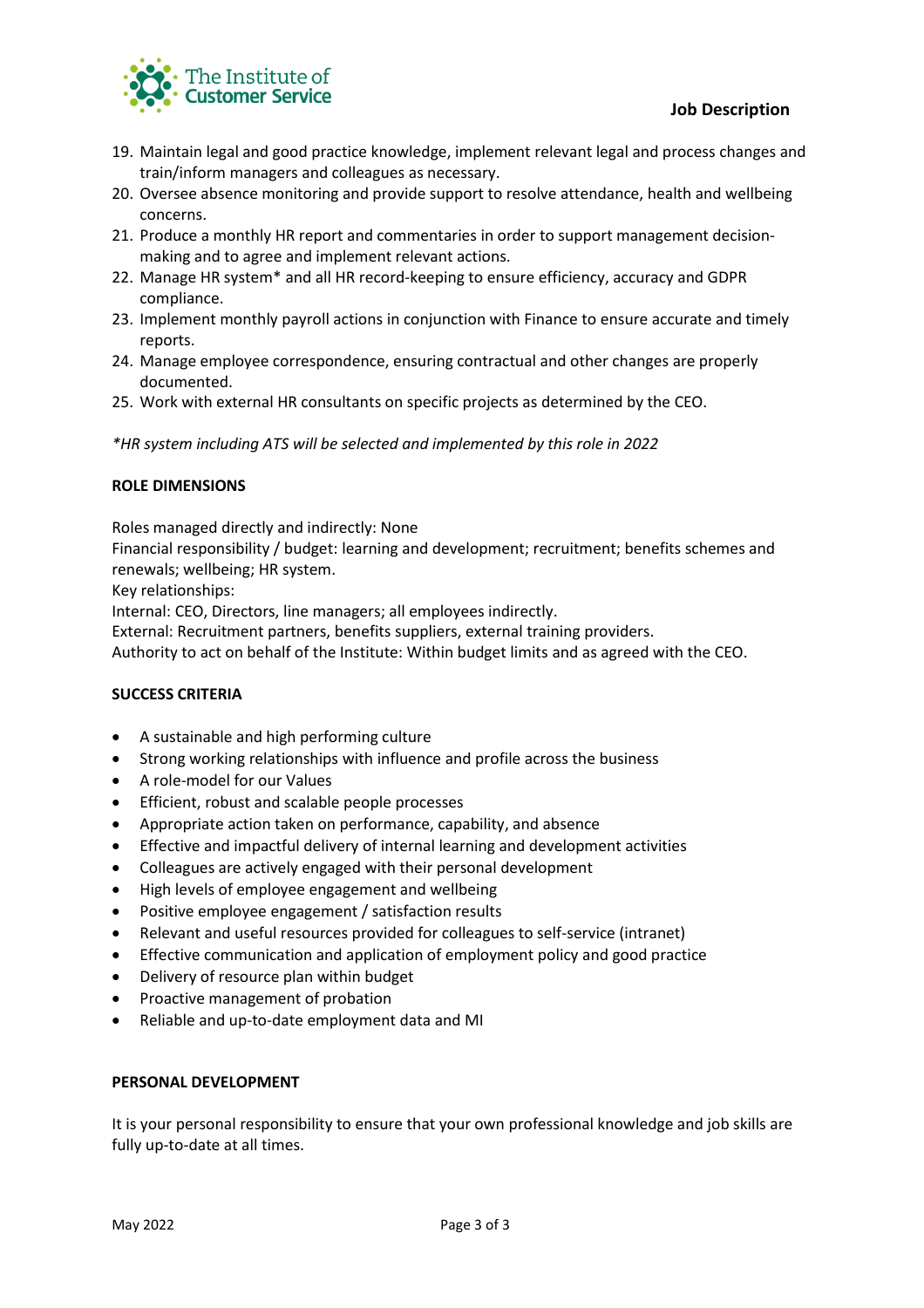19. Maintain legal and good practice knowledge, implement relevant legal and process changes and train/inform managers and colleagues as necessary.
20. Oversee absence monitoring and provide support to resolve attendance, health and wellbeing concerns.
21. Produce a monthly HR report and commentaries in order to support management decision-making and to agree and implement relevant actions.
22. Manage HR system* and all HR record-keeping to ensure efficiency, accuracy and GDPR compliance.
23. Implement monthly payroll actions in conjunction with Finance to ensure accurate and timely reports.
24. Manage employee correspondence, ensuring contractual and other changes are properly documented.
25. Work with external HR consultants on specific projects as determined by the CEO.

*\*HR system including ATS will be selected and implemented by this role in 2022*

**ROLE DIMENSIONS**

Roles managed directly and indirectly: None
Financial responsibility / budget: learning and development; recruitment; benefits schemes and renewals; wellbeing; HR system.
Key relationships:
Internal: CEO, Directors, line managers; all employees indirectly.
External: Recruitment partners, benefits suppliers, external training providers.
Authority to act on behalf of the Institute: Within budget limits and as agreed with the CEO.

**SUCCESS CRITERIA**

- A sustainable and high performing culture
- Strong working relationships with influence and profile across the business
- A role-model for our Values
- Efficient, robust and scalable people processes
- Appropriate action taken on performance, capability, and absence
- Effective and impactful delivery of internal learning and development activities
- Colleagues are actively engaged with their personal development
- High levels of employee engagement and wellbeing
- Positive employee engagement / satisfaction results
- Relevant and useful resources provided for colleagues to self-service (intranet)
- Effective communication and application of employment policy and good practice
- Delivery of resource plan within budget
- Proactive management of probation
- Reliable and up-to-date employment data and MI

**PERSONAL DEVELOPMENT**

It is your personal responsibility to ensure that your own professional knowledge and job skills are fully up-to-date at all times.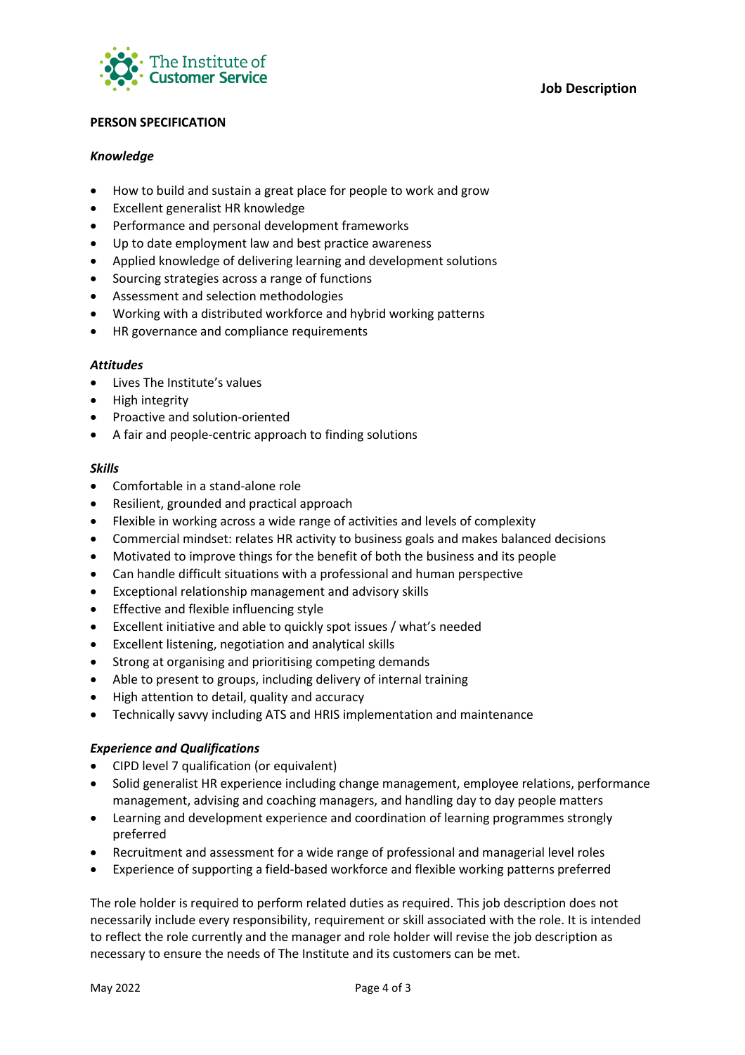**PERSON SPECIFICATION**

***Knowledge***

- How to build and sustain a great place for people to work and grow
- Excellent generalist HR knowledge
- Performance and personal development frameworks
- Up to date employment law and best practice awareness
- Applied knowledge of delivering learning and development solutions
- Sourcing strategies across a range of functions
- Assessment and selection methodologies
- Working with a distributed workforce and hybrid working patterns
- HR governance and compliance requirements

***Attitudes***

- Lives The Institute's values
- High integrity
- Proactive and solution-oriented
- A fair and people-centric approach to finding solutions

***Skills***

- Comfortable in a stand-alone role
- Resilient, grounded and practical approach
- Flexible in working across a wide range of activities and levels of complexity
- Commercial mindset: relates HR activity to business goals and makes balanced decisions
- Motivated to improve things for the benefit of both the business and its people
- Can handle difficult situations with a professional and human perspective
- Exceptional relationship management and advisory skills
- Effective and flexible influencing style
- Excellent initiative and able to quickly spot issues / what's needed
- Excellent listening, negotiation and analytical skills
- Strong at organising and prioritising competing demands
- Able to present to groups, including delivery of internal training
- High attention to detail, quality and accuracy
- Technically savvy including ATS and HRIS implementation and maintenance

***Experience and Qualifications***

- CIPD level 7 qualification (or equivalent)
- Solid generalist HR experience including change management, employee relations, performance management, advising and coaching managers, and handling day to day people matters
- Learning and development experience and coordination of learning programmes strongly preferred
- Recruitment and assessment for a wide range of professional and managerial level roles
- Experience of supporting a field-based workforce and flexible working patterns preferred

The role holder is required to perform related duties as required. This job description does not necessarily include every responsibility, requirement or skill associated with the role. It is intended to reflect the role currently and the manager and role holder will revise the job description as necessary to ensure the needs of The Institute and its customers can be met.